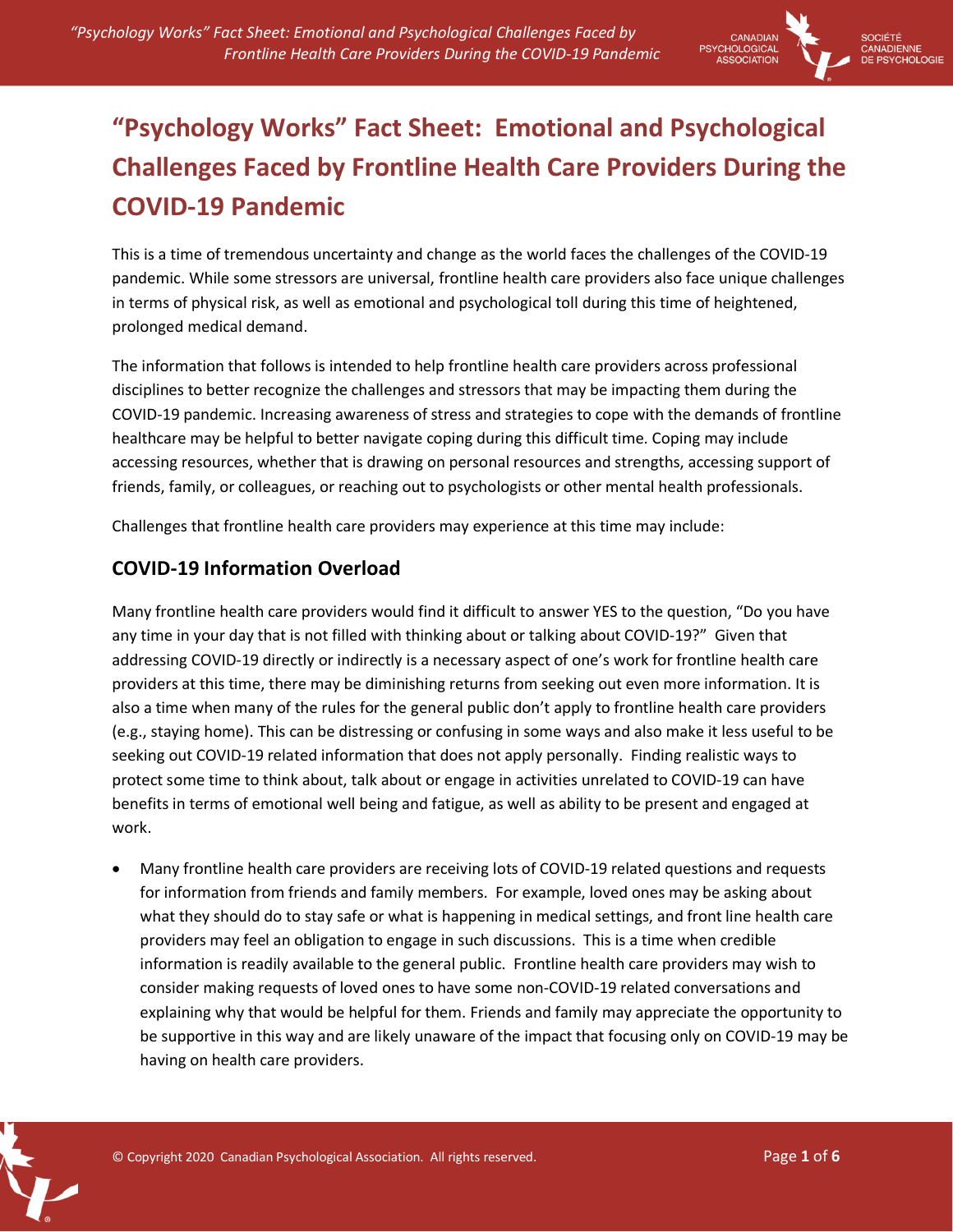# "Psychology Works" Fact Sheet: Emotional and Psychological Challenges Faced by Frontline Health Care Providers During the COVID-19 Pandemic

This is a time of tremendous uncertainty and change as the world faces the challenges of the COVID-19 pandemic. While some stressors are universal, frontline health care providers also face unique challenges in terms of physical risk, as well as emotional and psychological toll during this time of heightened, prolonged medical demand.

The information that follows is intended to help frontline health care providers across professional disciplines to better recognize the challenges and stressors that may be impacting them during the COVID-19 pandemic. Increasing awareness of stress and strategies to cope with the demands of frontline healthcare may be helpful to better navigate coping during this difficult time. Coping may include accessing resources, whether that is drawing on personal resources and strengths, accessing support of friends, family, or colleagues, or reaching out to psychologists or other mental health professionals.

Challenges that frontline health care providers may experience at this time may include:

## COVID-19 Information Overload

Many frontline health care providers would find it difficult to answer YES to the question, "Do you have any time in your day that is not filled with thinking about or talking about COVID-19?" Given that addressing COVID-19 directly or indirectly is a necessary aspect of one's work for frontline health care providers at this time, there may be diminishing returns from seeking out even more information. It is also a time when many of the rules for the general public don't apply to frontline health care providers (e.g., staying home). This can be distressing or confusing in some ways and also make it less useful to be seeking out COVID-19 related information that does not apply personally. Finding realistic ways to protect some time to think about, talk about or engage in activities unrelated to COVID-19 can have benefits in terms of emotional well being and fatigue, as well as ability to be present and engaged at work.

- Many frontline health care providers are receiving lots of COVID-19 related questions and requests for information from friends and family members. For example, loved ones may be asking about what they should do to stay safe or what is happening in medical settings, and front line health care providers may feel an obligation to engage in such discussions. This is a time when credible information is readily available to the general public. Frontline health care providers may wish to consider making requests of loved ones to have some non-COVID-19 related conversations and explaining why that would be helpful for them. Friends and family may appreciate the opportunity to be supportive in this way and are likely unaware of the impact that focusing only on COVID-19 may be having on health care providers.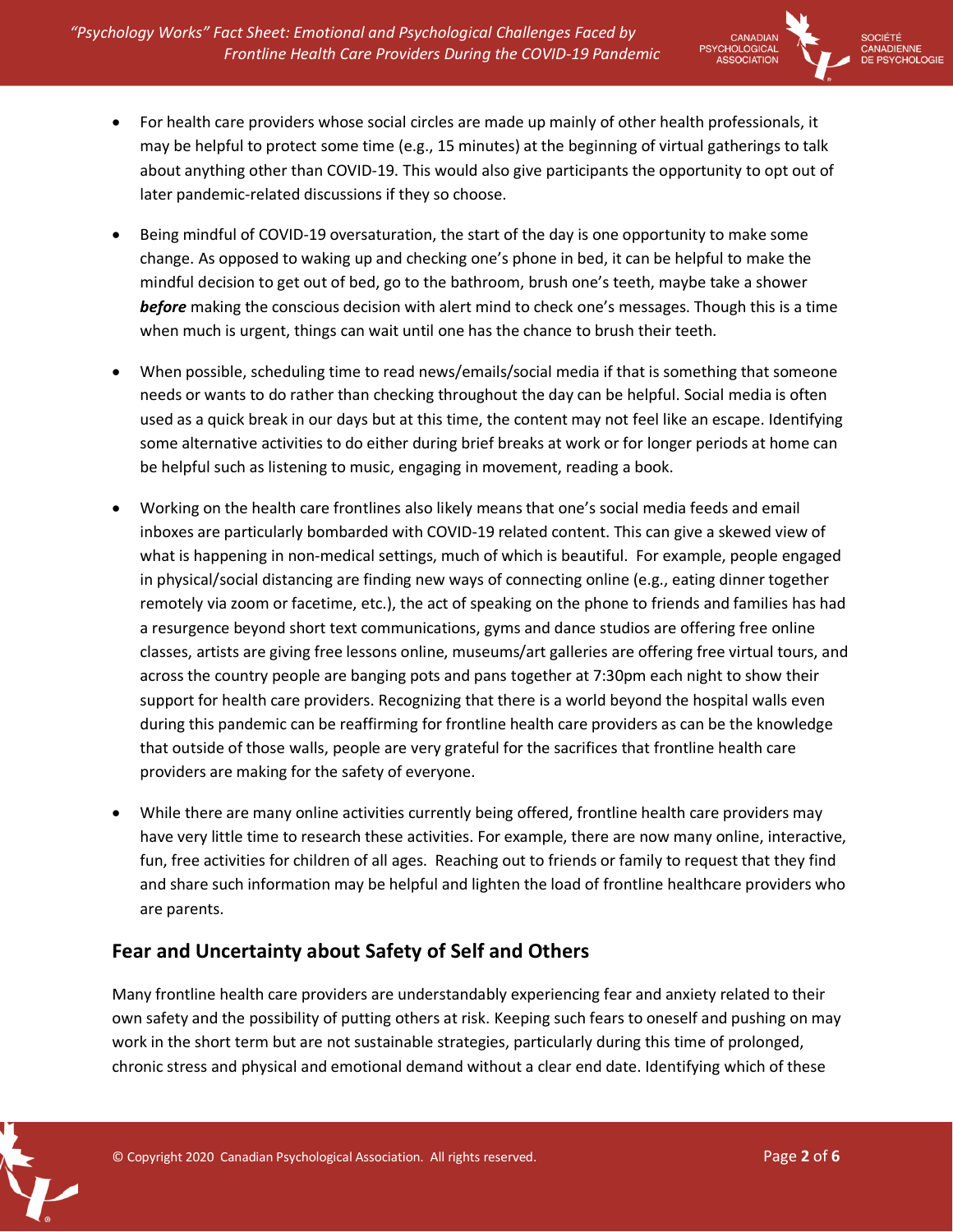- For health care providers whose social circles are made up mainly of other health professionals, it may be helpful to protect some time (e.g., 15 minutes) at the beginning of virtual gatherings to talk about anything other than COVID-19. This would also give participants the opportunity to opt out of later pandemic-related discussions if they so choose.

- Being mindful of COVID-19 oversaturation, the start of the day is one opportunity to make some change. As opposed to waking up and checking one's phone in bed, it can be helpful to make the mindful decision to get out of bed, go to the bathroom, brush one's teeth, maybe take a shower ***before*** making the conscious decision with alert mind to check one's messages. Though this is a time when much is urgent, things can wait until one has the chance to brush their teeth.

- When possible, scheduling time to read news/emails/social media if that is something that someone needs or wants to do rather than checking throughout the day can be helpful. Social media is often used as a quick break in our days but at this time, the content may not feel like an escape. Identifying some alternative activities to do either during brief breaks at work or for longer periods at home can be helpful such as listening to music, engaging in movement, reading a book.

- Working on the health care frontlines also likely means that one's social media feeds and email inboxes are particularly bombarded with COVID-19 related content. This can give a skewed view of what is happening in non-medical settings, much of which is beautiful. For example, people engaged in physical/social distancing are finding new ways of connecting online (e.g., eating dinner together remotely via zoom or facetime, etc.), the act of speaking on the phone to friends and families has had a resurgence beyond short text communications, gyms and dance studios are offering free online classes, artists are giving free lessons online, museums/art galleries are offering free virtual tours, and across the country people are banging pots and pans together at 7:30pm each night to show their support for health care providers. Recognizing that there is a world beyond the hospital walls even during this pandemic can be reaffirming for frontline health care providers as can be the knowledge that outside of those walls, people are very grateful for the sacrifices that frontline health care providers are making for the safety of everyone.

- While there are many online activities currently being offered, frontline health care providers may have very little time to research these activities. For example, there are now many online, interactive, fun, free activities for children of all ages. Reaching out to friends or family to request that they find and share such information may be helpful and lighten the load of frontline healthcare providers who are parents.

## Fear and Uncertainty about Safety of Self and Others

Many frontline health care providers are understandably experiencing fear and anxiety related to their own safety and the possibility of putting others at risk. Keeping such fears to oneself and pushing on may work in the short term but are not sustainable strategies, particularly during this time of prolonged, chronic stress and physical and emotional demand without a clear end date. Identifying which of these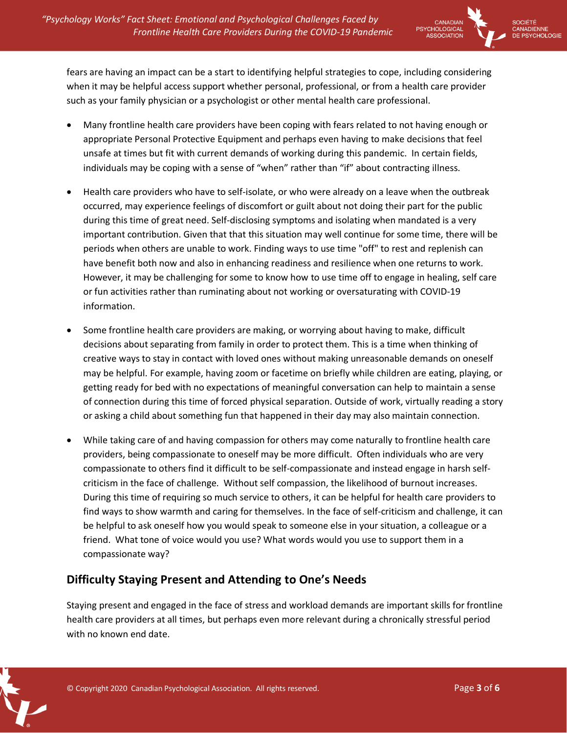fears are having an impact can be a start to identifying helpful strategies to cope, including considering when it may be helpful access support whether personal, professional, or from a health care provider such as your family physician or a psychologist or other mental health care professional.

- Many frontline health care providers have been coping with fears related to not having enough or appropriate Personal Protective Equipment and perhaps even having to make decisions that feel unsafe at times but fit with current demands of working during this pandemic. In certain fields, individuals may be coping with a sense of "when" rather than "if" about contracting illness.

- Health care providers who have to self-isolate, or who were already on a leave when the outbreak occurred, may experience feelings of discomfort or guilt about not doing their part for the public during this time of great need. Self-disclosing symptoms and isolating when mandated is a very important contribution. Given that that this situation may well continue for some time, there will be periods when others are unable to work. Finding ways to use time "off" to rest and replenish can have benefit both now and also in enhancing readiness and resilience when one returns to work. However, it may be challenging for some to know how to use time off to engage in healing, self care or fun activities rather than ruminating about not working or oversaturating with COVID-19 information.

- Some frontline health care providers are making, or worrying about having to make, difficult decisions about separating from family in order to protect them. This is a time when thinking of creative ways to stay in contact with loved ones without making unreasonable demands on oneself may be helpful. For example, having zoom or facetime on briefly while children are eating, playing, or getting ready for bed with no expectations of meaningful conversation can help to maintain a sense of connection during this time of forced physical separation. Outside of work, virtually reading a story or asking a child about something fun that happened in their day may also maintain connection.

- While taking care of and having compassion for others may come naturally to frontline health care providers, being compassionate to oneself may be more difficult. Often individuals who are very compassionate to others find it difficult to be self-compassionate and instead engage in harsh self-criticism in the face of challenge. Without self compassion, the likelihood of burnout increases. During this time of requiring so much service to others, it can be helpful for health care providers to find ways to show warmth and caring for themselves. In the face of self-criticism and challenge, it can be helpful to ask oneself how you would speak to someone else in your situation, a colleague or a friend. What tone of voice would you use? What words would you use to support them in a compassionate way?

## Difficulty Staying Present and Attending to One's Needs

Staying present and engaged in the face of stress and workload demands are important skills for frontline health care providers at all times, but perhaps even more relevant during a chronically stressful period with no known end date.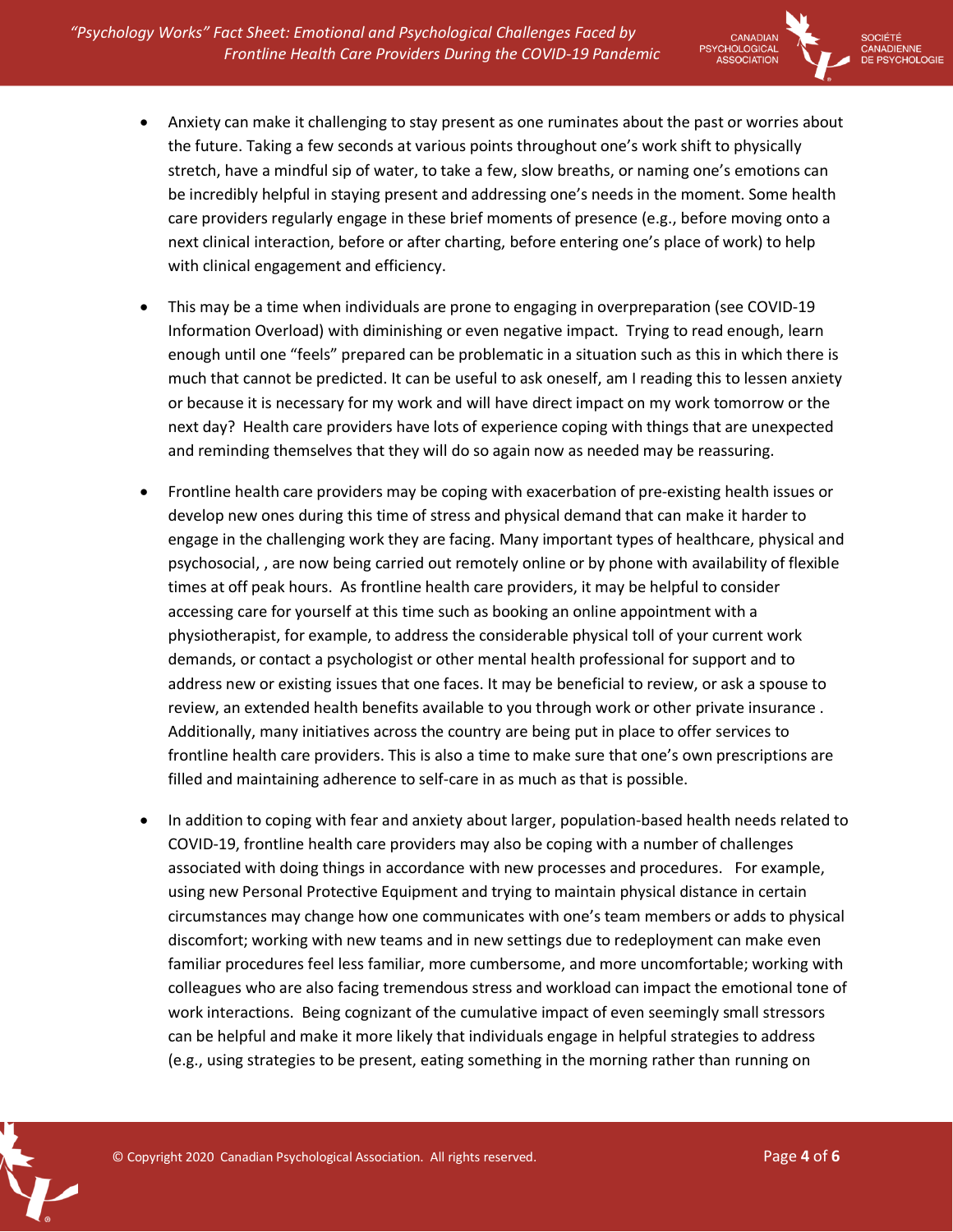- Anxiety can make it challenging to stay present as one ruminates about the past or worries about the future. Taking a few seconds at various points throughout one's work shift to physically stretch, have a mindful sip of water, to take a few, slow breaths, or naming one's emotions can be incredibly helpful in staying present and addressing one's needs in the moment. Some health care providers regularly engage in these brief moments of presence (e.g., before moving onto a next clinical interaction, before or after charting, before entering one's place of work) to help with clinical engagement and efficiency.

- This may be a time when individuals are prone to engaging in overpreparation (see COVID-19 Information Overload) with diminishing or even negative impact. Trying to read enough, learn enough until one "feels" prepared can be problematic in a situation such as this in which there is much that cannot be predicted. It can be useful to ask oneself, am I reading this to lessen anxiety or because it is necessary for my work and will have direct impact on my work tomorrow or the next day? Health care providers have lots of experience coping with things that are unexpected and reminding themselves that they will do so again now as needed may be reassuring.

- Frontline health care providers may be coping with exacerbation of pre-existing health issues or develop new ones during this time of stress and physical demand that can make it harder to engage in the challenging work they are facing. Many important types of healthcare, physical and psychosocial, , are now being carried out remotely online or by phone with availability of flexible times at off peak hours. As frontline health care providers, it may be helpful to consider accessing care for yourself at this time such as booking an online appointment with a physiotherapist, for example, to address the considerable physical toll of your current work demands, or contact a psychologist or other mental health professional for support and to address new or existing issues that one faces. It may be beneficial to review, or ask a spouse to review, an extended health benefits available to you through work or other private insurance . Additionally, many initiatives across the country are being put in place to offer services to frontline health care providers. This is also a time to make sure that one's own prescriptions are filled and maintaining adherence to self-care in as much as that is possible.

- In addition to coping with fear and anxiety about larger, population-based health needs related to COVID-19, frontline health care providers may also be coping with a number of challenges associated with doing things in accordance with new processes and procedures. For example, using new Personal Protective Equipment and trying to maintain physical distance in certain circumstances may change how one communicates with one's team members or adds to physical discomfort; working with new teams and in new settings due to redeployment can make even familiar procedures feel less familiar, more cumbersome, and more uncomfortable; working with colleagues who are also facing tremendous stress and workload can impact the emotional tone of work interactions. Being cognizant of the cumulative impact of even seemingly small stressors can be helpful and make it more likely that individuals engage in helpful strategies to address (e.g., using strategies to be present, eating something in the morning rather than running on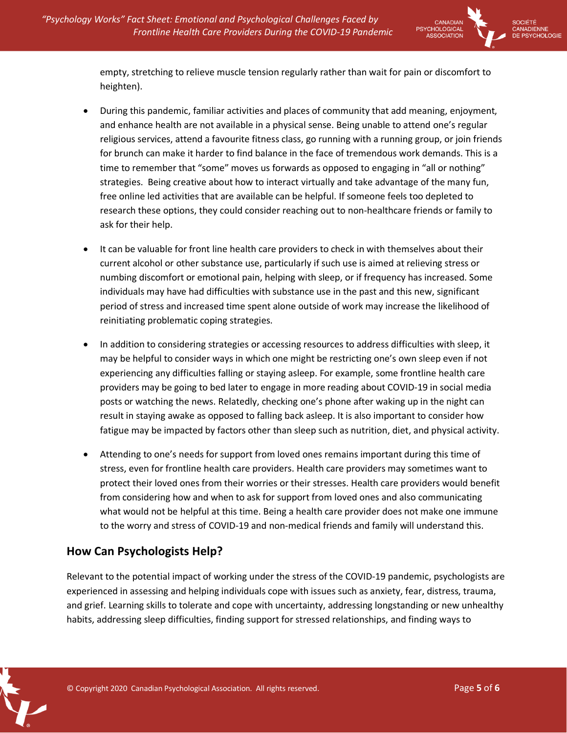empty, stretching to relieve muscle tension regularly rather than wait for pain or discomfort to heighten).

- During this pandemic, familiar activities and places of community that add meaning, enjoyment, and enhance health are not available in a physical sense. Being unable to attend one's regular religious services, attend a favourite fitness class, go running with a running group, or join friends for brunch can make it harder to find balance in the face of tremendous work demands. This is a time to remember that "some" moves us forwards as opposed to engaging in "all or nothing" strategies. Being creative about how to interact virtually and take advantage of the many fun, free online led activities that are available can be helpful. If someone feels too depleted to research these options, they could consider reaching out to non-healthcare friends or family to ask for their help.

- It can be valuable for front line health care providers to check in with themselves about their current alcohol or other substance use, particularly if such use is aimed at relieving stress or numbing discomfort or emotional pain, helping with sleep, or if frequency has increased. Some individuals may have had difficulties with substance use in the past and this new, significant period of stress and increased time spent alone outside of work may increase the likelihood of reinitiating problematic coping strategies.

- In addition to considering strategies or accessing resources to address difficulties with sleep, it may be helpful to consider ways in which one might be restricting one's own sleep even if not experiencing any difficulties falling or staying asleep. For example, some frontline health care providers may be going to bed later to engage in more reading about COVID-19 in social media posts or watching the news. Relatedly, checking one's phone after waking up in the night can result in staying awake as opposed to falling back asleep. It is also important to consider how fatigue may be impacted by factors other than sleep such as nutrition, diet, and physical activity.

- Attending to one's needs for support from loved ones remains important during this time of stress, even for frontline health care providers. Health care providers may sometimes want to protect their loved ones from their worries or their stresses. Health care providers would benefit from considering how and when to ask for support from loved ones and also communicating what would not be helpful at this time. Being a health care provider does not make one immune to the worry and stress of COVID-19 and non-medical friends and family will understand this.

## How Can Psychologists Help?

Relevant to the potential impact of working under the stress of the COVID-19 pandemic, psychologists are experienced in assessing and helping individuals cope with issues such as anxiety, fear, distress, trauma, and grief. Learning skills to tolerate and cope with uncertainty, addressing longstanding or new unhealthy habits, addressing sleep difficulties, finding support for stressed relationships, and finding ways to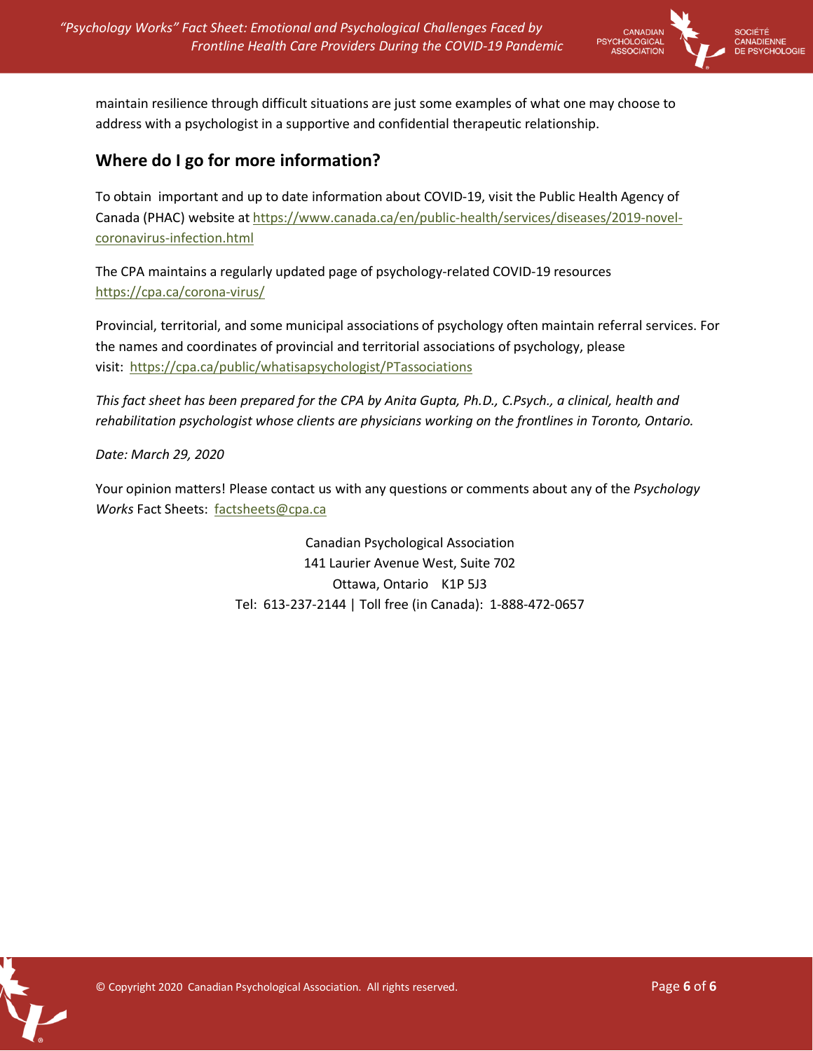maintain resilience through difficult situations are just some examples of what one may choose to address with a psychologist in a supportive and confidential therapeutic relationship.

## Where do I go for more information?

To obtain important and up to date information about COVID-19, visit the Public Health Agency of Canada (PHAC) website at https://www.canada.ca/en/public-health/services/diseases/2019-novel-coronavirus-infection.html

The CPA maintains a regularly updated page of psychology-related COVID-19 resources https://cpa.ca/corona-virus/

Provincial, territorial, and some municipal associations of psychology often maintain referral services. For the names and coordinates of provincial and territorial associations of psychology, please visit: https://cpa.ca/public/whatisapsychologist/PTassociations

*This fact sheet has been prepared for the CPA by Anita Gupta, Ph.D., C.Psych., a clinical, health and rehabilitation psychologist whose clients are physicians working on the frontlines in Toronto, Ontario.*

*Date: March 29, 2020*

Your opinion matters! Please contact us with any questions or comments about any of the *Psychology Works* Fact Sheets: factsheets@cpa.ca

Canadian Psychological Association
141 Laurier Avenue West, Suite 702
Ottawa, Ontario K1P 5J3
Tel: 613-237-2144 | Toll free (in Canada): 1-888-472-0657

© Copyright 2020 Canadian Psychological Association. All rights reserved.